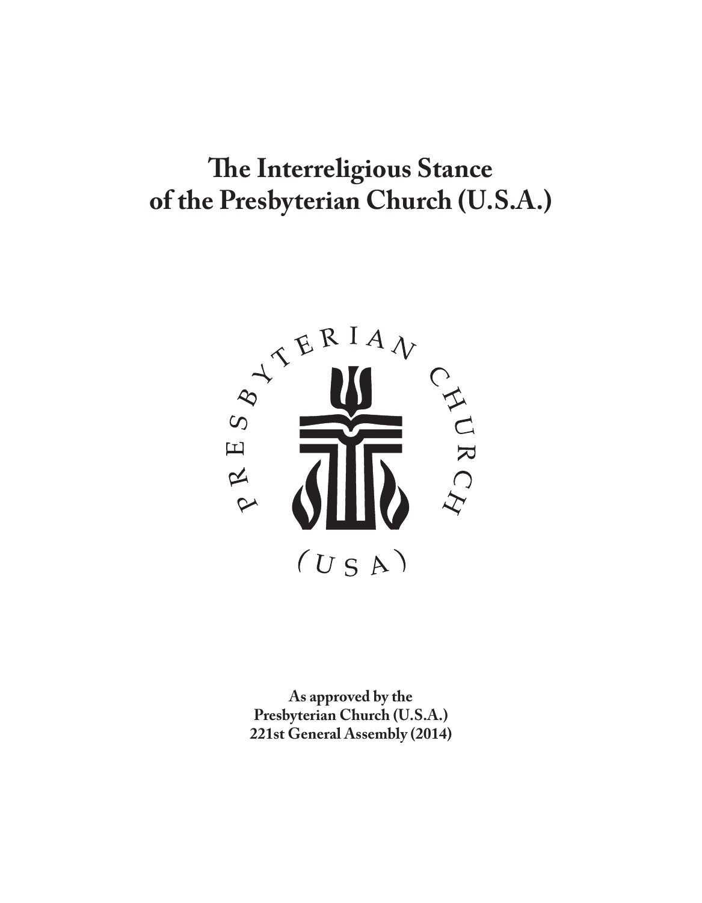# The Interreligious Stance of the Presbyterian Church (U.S.A.)

PRESBYTERIAN CHURCH (USA)

**As approved by the Presbyterian Church (U.S.A.) 221st General Assembly (2014)**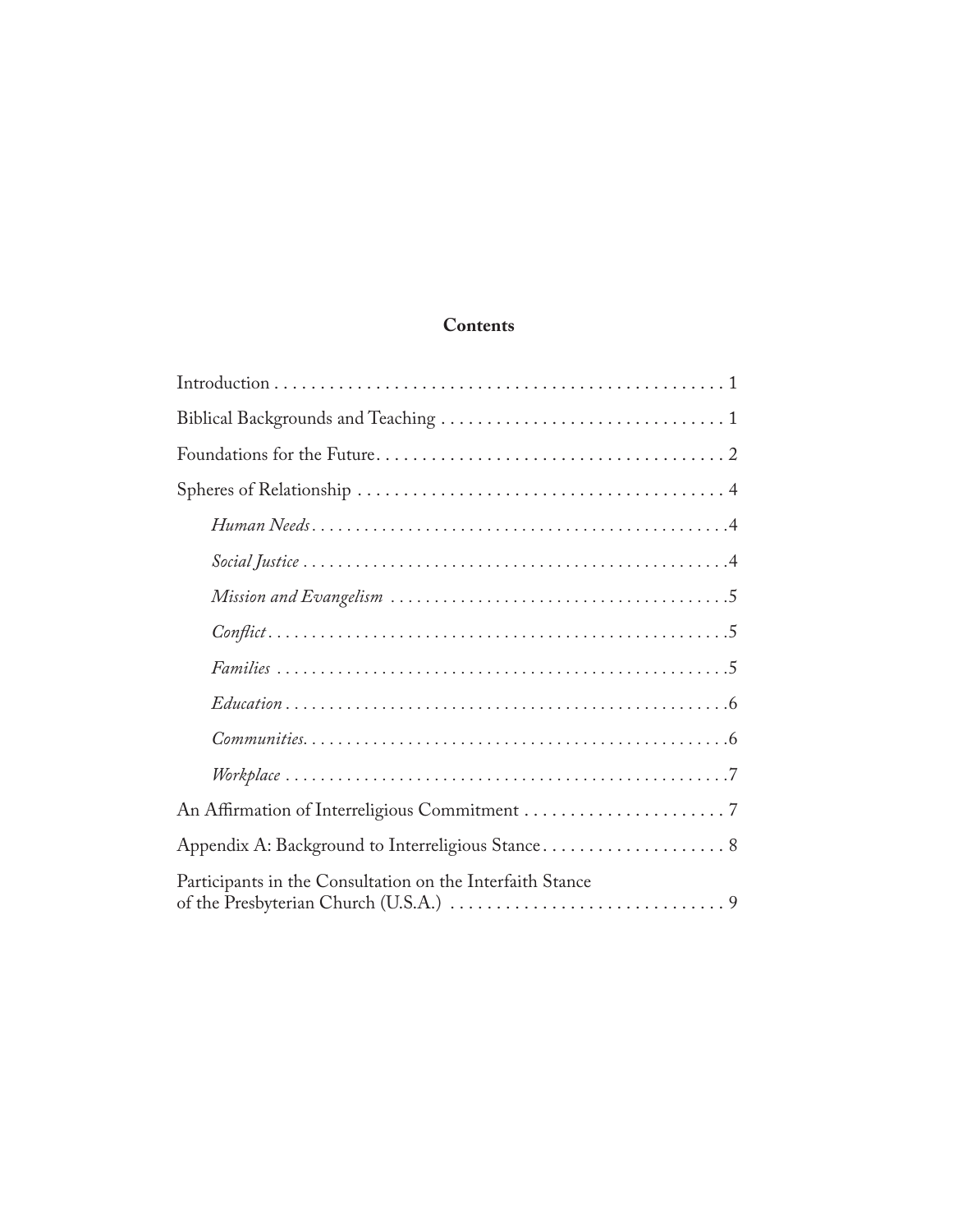## Contents

Introduction . . . . . . . . . . . . . . . . . . . . . . . . . . . . . . . . . . . . . . . . . . . . . . . . . 1

Biblical Backgrounds and Teaching . . . . . . . . . . . . . . . . . . . . . . . . . . . . . . 1

Foundations for the Future . . . . . . . . . . . . . . . . . . . . . . . . . . . . . . . . . . . . . 2

Spheres of Relationship . . . . . . . . . . . . . . . . . . . . . . . . . . . . . . . . . . . . . . . . 4

- *Human Needs* . . . . . . . . . . . . . . . . . . . . . . . . . . . . . . . . . . . . . . . . . . . . . . . 4
- *Social Justice* . . . . . . . . . . . . . . . . . . . . . . . . . . . . . . . . . . . . . . . . . . . . . . . . 4
- *Mission and Evangelism* . . . . . . . . . . . . . . . . . . . . . . . . . . . . . . . . . . . . . . 5
- *Conflict* . . . . . . . . . . . . . . . . . . . . . . . . . . . . . . . . . . . . . . . . . . . . . . . . . . . . 5
- *Families* . . . . . . . . . . . . . . . . . . . . . . . . . . . . . . . . . . . . . . . . . . . . . . . . . . . 5
- *Education* . . . . . . . . . . . . . . . . . . . . . . . . . . . . . . . . . . . . . . . . . . . . . . . . . . 6
- *Communities.* . . . . . . . . . . . . . . . . . . . . . . . . . . . . . . . . . . . . . . . . . . . . . . . 6
- *Workplace* . . . . . . . . . . . . . . . . . . . . . . . . . . . . . . . . . . . . . . . . . . . . . . . . . . 7

An Affirmation of Interreligious Commitment . . . . . . . . . . . . . . . . . . . . . . 7

Appendix A: Background to Interreligious Stance . . . . . . . . . . . . . . . . . . . . 8

Participants in the Consultation on the Interfaith Stance of the Presbyterian Church (U.S.A.) . . . . . . . . . . . . . . . . . . . . . . . . . . . . . . 9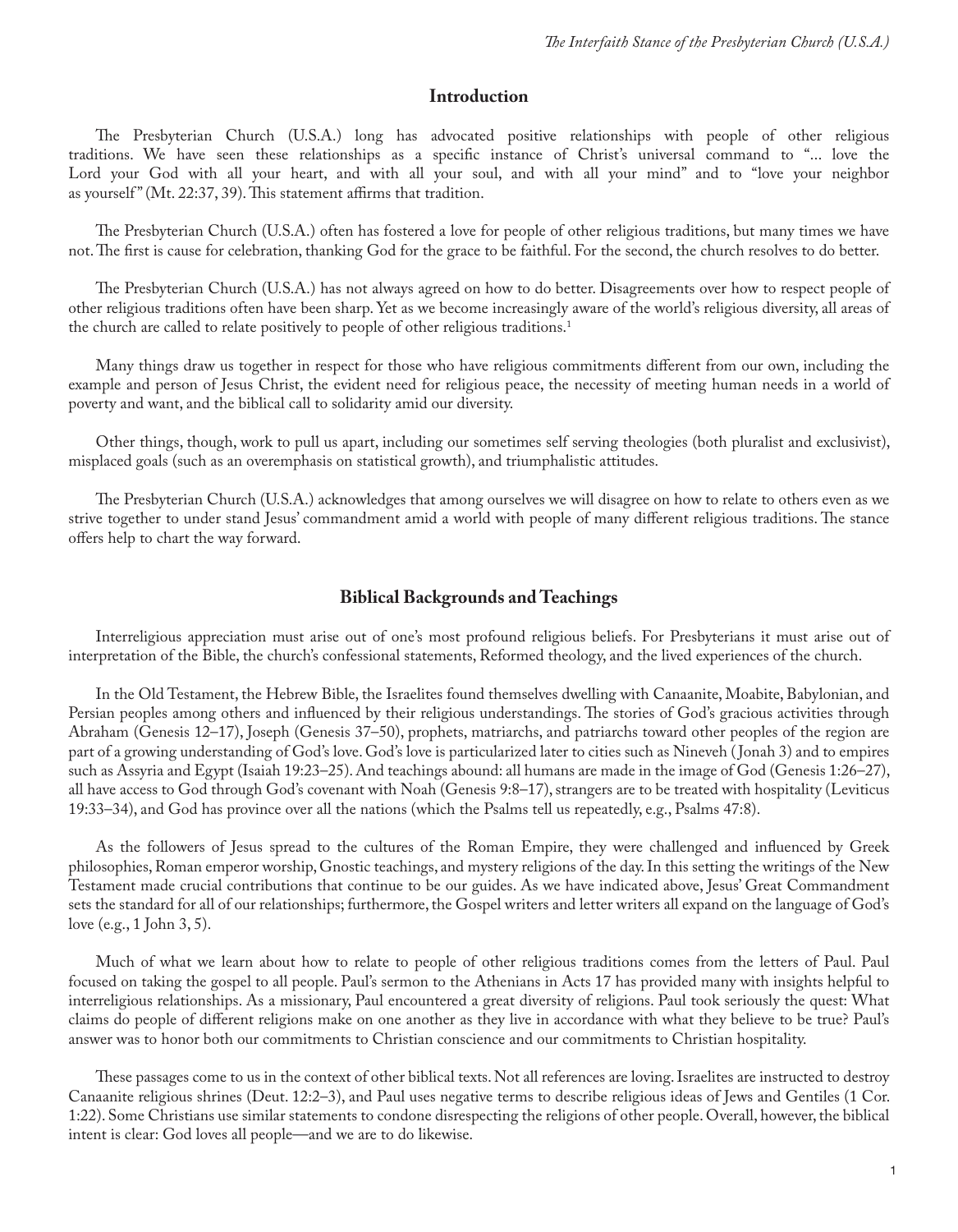## Introduction

The Presbyterian Church (U.S.A.) long has advocated positive relationships with people of other religious traditions. We have seen these relationships as a specific instance of Christ's universal command to "... love the Lord your God with all your heart, and with all your soul, and with all your mind" and to "love your neighbor as yourself" (Mt. 22:37, 39). This statement affirms that tradition.

The Presbyterian Church (U.S.A.) often has fostered a love for people of other religious traditions, but many times we have not. The first is cause for celebration, thanking God for the grace to be faithful. For the second, the church resolves to do better.

The Presbyterian Church (U.S.A.) has not always agreed on how to do better. Disagreements over how to respect people of other religious traditions often have been sharp. Yet as we become increasingly aware of the world's religious diversity, all areas of the church are called to relate positively to people of other religious traditions.[1]

Many things draw us together in respect for those who have religious commitments different from our own, including the example and person of Jesus Christ, the evident need for religious peace, the necessity of meeting human needs in a world of poverty and want, and the biblical call to solidarity amid our diversity.

Other things, though, work to pull us apart, including our sometimes self serving theologies (both pluralist and exclusivist), misplaced goals (such as an overemphasis on statistical growth), and triumphalistic attitudes.

The Presbyterian Church (U.S.A.) acknowledges that among ourselves we will disagree on how to relate to others even as we strive together to under stand Jesus' commandment amid a world with people of many different religious traditions. The stance offers help to chart the way forward.

## Biblical Backgrounds and Teachings

Interreligious appreciation must arise out of one's most profound religious beliefs. For Presbyterians it must arise out of interpretation of the Bible, the church's confessional statements, Reformed theology, and the lived experiences of the church.

In the Old Testament, the Hebrew Bible, the Israelites found themselves dwelling with Canaanite, Moabite, Babylonian, and Persian peoples among others and influenced by their religious understandings. The stories of God's gracious activities through Abraham (Genesis 12–17), Joseph (Genesis 37–50), prophets, matriarchs, and patriarchs toward other peoples of the region are part of a growing understanding of God's love. God's love is particularized later to cities such as Nineveh (Jonah 3) and to empires such as Assyria and Egypt (Isaiah 19:23–25). And teachings abound: all humans are made in the image of God (Genesis 1:26–27), all have access to God through God's covenant with Noah (Genesis 9:8–17), strangers are to be treated with hospitality (Leviticus 19:33–34), and God has province over all the nations (which the Psalms tell us repeatedly, e.g., Psalms 47:8).

As the followers of Jesus spread to the cultures of the Roman Empire, they were challenged and influenced by Greek philosophies, Roman emperor worship, Gnostic teachings, and mystery religions of the day. In this setting the writings of the New Testament made crucial contributions that continue to be our guides. As we have indicated above, Jesus' Great Commandment sets the standard for all of our relationships; furthermore, the Gospel writers and letter writers all expand on the language of God's love (e.g., 1 John 3, 5).

Much of what we learn about how to relate to people of other religious traditions comes from the letters of Paul. Paul focused on taking the gospel to all people. Paul's sermon to the Athenians in Acts 17 has provided many with insights helpful to interreligious relationships. As a missionary, Paul encountered a great diversity of religions. Paul took seriously the quest: What claims do people of different religions make on one another as they live in accordance with what they believe to be true? Paul's answer was to honor both our commitments to Christian conscience and our commitments to Christian hospitality.

These passages come to us in the context of other biblical texts. Not all references are loving. Israelites are instructed to destroy Canaanite religious shrines (Deut. 12:2–3), and Paul uses negative terms to describe religious ideas of Jews and Gentiles (1 Cor. 1:22). Some Christians use similar statements to condone disrespecting the religions of other people. Overall, however, the biblical intent is clear: God loves all people—and we are to do likewise.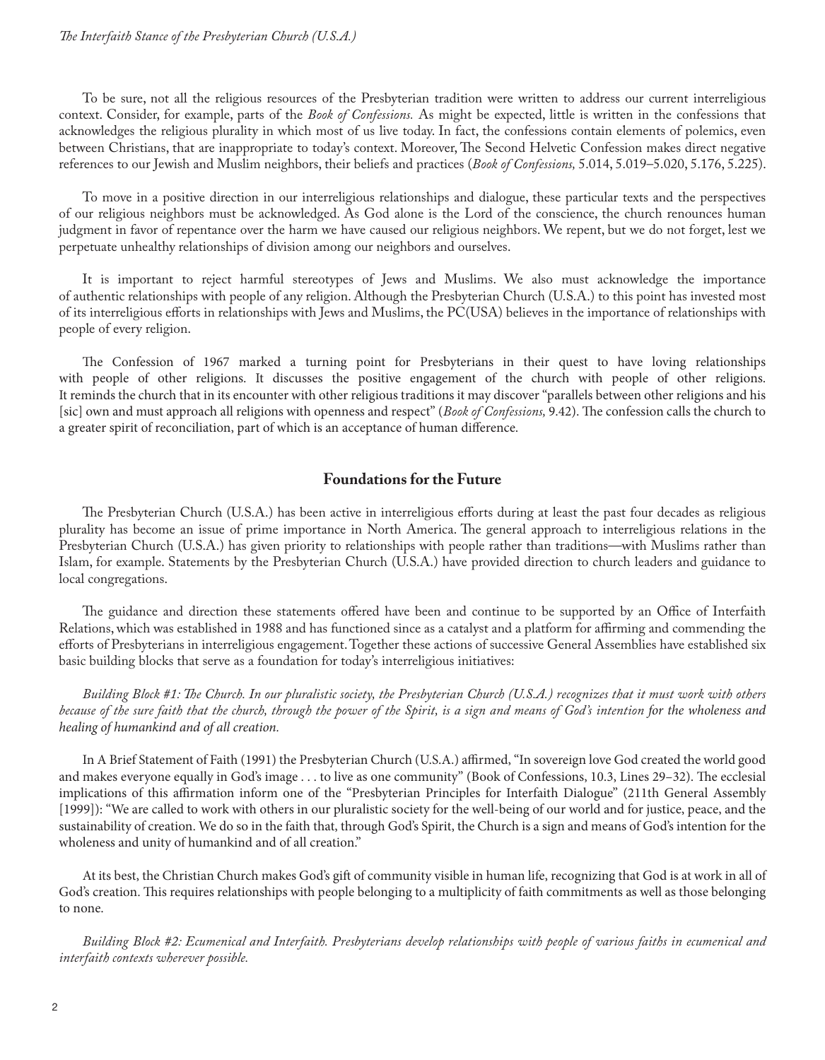To be sure, not all the religious resources of the Presbyterian tradition were written to address our current interreligious context. Consider, for example, parts of the *Book of Confessions.* As might be expected, little is written in the confessions that acknowledges the religious plurality in which most of us live today. In fact, the confessions contain elements of polemics, even between Christians, that are inappropriate to today's context. Moreover, The Second Helvetic Confession makes direct negative references to our Jewish and Muslim neighbors, their beliefs and practices (*Book of Confessions,* 5.014, 5.019–5.020, 5.176, 5.225).

To move in a positive direction in our interreligious relationships and dialogue, these particular texts and the perspectives of our religious neighbors must be acknowledged. As God alone is the Lord of the conscience, the church renounces human judgment in favor of repentance over the harm we have caused our religious neighbors. We repent, but we do not forget, lest we perpetuate unhealthy relationships of division among our neighbors and ourselves.

It is important to reject harmful stereotypes of Jews and Muslims. We also must acknowledge the importance of authentic relationships with people of any religion. Although the Presbyterian Church (U.S.A.) to this point has invested most of its interreligious efforts in relationships with Jews and Muslims, the PC(USA) believes in the importance of relationships with people of every religion.

The Confession of 1967 marked a turning point for Presbyterians in their quest to have loving relationships with people of other religions. It discusses the positive engagement of the church with people of other religions. It reminds the church that in its encounter with other religious traditions it may discover "parallels between other religions and his [sic] own and must approach all religions with openness and respect" (*Book of Confessions,* 9.42). The confession calls the church to a greater spirit of reconciliation, part of which is an acceptance of human difference.

## Foundations for the Future

The Presbyterian Church (U.S.A.) has been active in interreligious efforts during at least the past four decades as religious plurality has become an issue of prime importance in North America. The general approach to interreligious relations in the Presbyterian Church (U.S.A.) has given priority to relationships with people rather than traditions—with Muslims rather than Islam, for example. Statements by the Presbyterian Church (U.S.A.) have provided direction to church leaders and guidance to local congregations.

The guidance and direction these statements offered have been and continue to be supported by an Office of Interfaith Relations, which was established in 1988 and has functioned since as a catalyst and a platform for affirming and commending the efforts of Presbyterians in interreligious engagement. Together these actions of successive General Assemblies have established six basic building blocks that serve as a foundation for today's interreligious initiatives:

*Building Block #1: The Church. In our pluralistic society, the Presbyterian Church (U.S.A.) recognizes that it must work with others because of the sure faith that the church, through the power of the Spirit, is a sign and means of God's intention for the wholeness and healing of humankind and of all creation.*

In A Brief Statement of Faith (1991) the Presbyterian Church (U.S.A.) affirmed, "In sovereign love God created the world good and makes everyone equally in God's image . . . to live as one community" (Book of Confessions, 10.3, Lines 29–32). The ecclesial implications of this affirmation inform one of the "Presbyterian Principles for Interfaith Dialogue" (211th General Assembly [1999]): "We are called to work with others in our pluralistic society for the well-being of our world and for justice, peace, and the sustainability of creation. We do so in the faith that, through God's Spirit, the Church is a sign and means of God's intention for the wholeness and unity of humankind and of all creation."

At its best, the Christian Church makes God's gift of community visible in human life, recognizing that God is at work in all of God's creation. This requires relationships with people belonging to a multiplicity of faith commitments as well as those belonging to none.

*Building Block #2: Ecumenical and Interfaith. Presbyterians develop relationships with people of various faiths in ecumenical and interfaith contexts wherever possible.*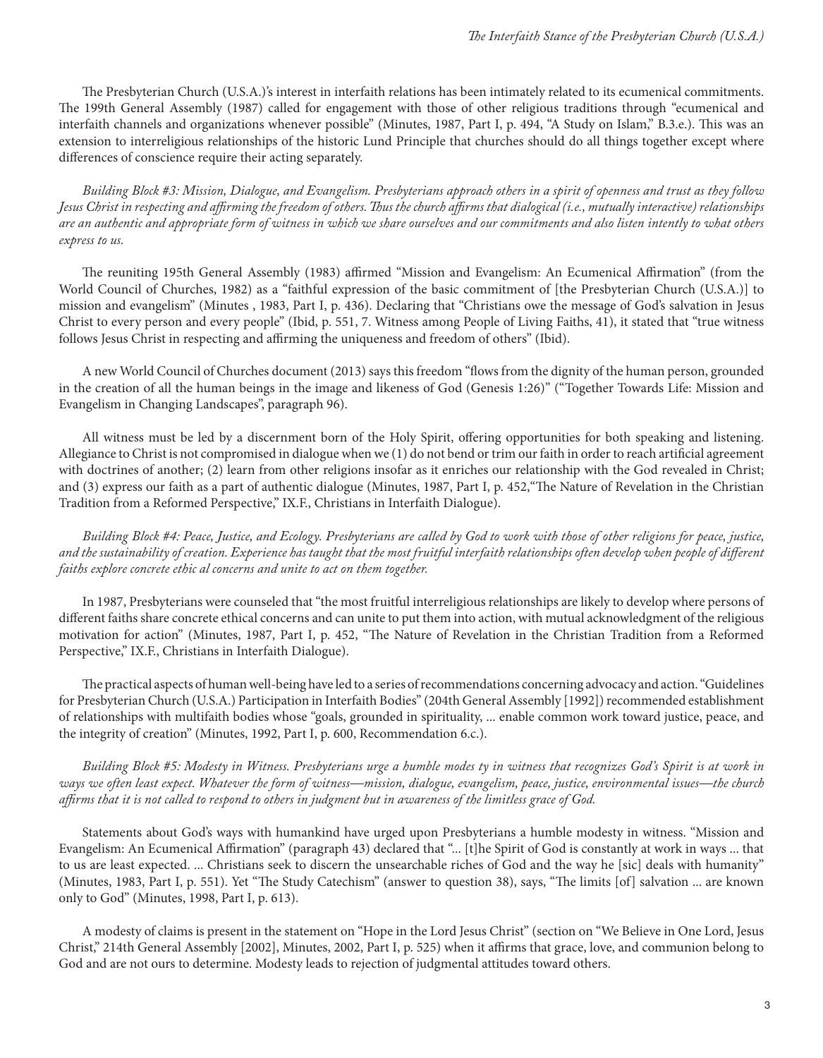The Presbyterian Church (U.S.A.)'s interest in interfaith relations has been intimately related to its ecumenical commitments. The 199th General Assembly (1987) called for engagement with those of other religious traditions through "ecumenical and interfaith channels and organizations whenever possible" (Minutes, 1987, Part I, p. 494, "A Study on Islam," B.3.e.). This was an extension to interreligious relationships of the historic Lund Principle that churches should do all things together except where differences of conscience require their acting separately.

*Building Block #3: Mission, Dialogue, and Evangelism. Presbyterians approach others in a spirit of openness and trust as they follow Jesus Christ in respecting and affirming the freedom of others. Thus the church affirms that dialogical (i.e., mutually interactive) relationships are an authentic and appropriate form of witness in which we share ourselves and our commitments and also listen intently to what others express to us.*

The reuniting 195th General Assembly (1983) affirmed "Mission and Evangelism: An Ecumenical Affirmation" (from the World Council of Churches, 1982) as a "faithful expression of the basic commitment of [the Presbyterian Church (U.S.A.)] to mission and evangelism" (Minutes , 1983, Part I, p. 436). Declaring that "Christians owe the message of God's salvation in Jesus Christ to every person and every people" (Ibid, p. 551, 7. Witness among People of Living Faiths, 41), it stated that "true witness follows Jesus Christ in respecting and affirming the uniqueness and freedom of others" (Ibid).

A new World Council of Churches document (2013) says this freedom "flows from the dignity of the human person, grounded in the creation of all the human beings in the image and likeness of God (Genesis 1:26)" ("Together Towards Life: Mission and Evangelism in Changing Landscapes", paragraph 96).

All witness must be led by a discernment born of the Holy Spirit, offering opportunities for both speaking and listening. Allegiance to Christ is not compromised in dialogue when we (1) do not bend or trim our faith in order to reach artificial agreement with doctrines of another; (2) learn from other religions insofar as it enriches our relationship with the God revealed in Christ; and (3) express our faith as a part of authentic dialogue (Minutes, 1987, Part I, p. 452,"The Nature of Revelation in the Christian Tradition from a Reformed Perspective," IX.F., Christians in Interfaith Dialogue).

*Building Block #4: Peace, Justice, and Ecology. Presbyterians are called by God to work with those of other religions for peace, justice, and the sustainability of creation. Experience has taught that the most fruitful interfaith relationships often develop when people of different faiths explore concrete ethic al concerns and unite to act on them together.*

In 1987, Presbyterians were counseled that "the most fruitful interreligious relationships are likely to develop where persons of different faiths share concrete ethical concerns and can unite to put them into action, with mutual acknowledgment of the religious motivation for action" (Minutes, 1987, Part I, p. 452, "The Nature of Revelation in the Christian Tradition from a Reformed Perspective," IX.F., Christians in Interfaith Dialogue).

The practical aspects of human well-being have led to a series of recommendations concerning advocacy and action. "Guidelines for Presbyterian Church (U.S.A.) Participation in Interfaith Bodies" (204th General Assembly [1992]) recommended establishment of relationships with multifaith bodies whose "goals, grounded in spirituality, ... enable common work toward justice, peace, and the integrity of creation" (Minutes, 1992, Part I, p. 600, Recommendation 6.c.).

*Building Block #5: Modesty in Witness. Presbyterians urge a humble modes ty in witness that recognizes God's Spirit is at work in ways we often least expect. Whatever the form of witness—mission, dialogue, evangelism, peace, justice, environmental issues—the church affirms that it is not called to respond to others in judgment but in awareness of the limitless grace of God.*

Statements about God's ways with humankind have urged upon Presbyterians a humble modesty in witness. "Mission and Evangelism: An Ecumenical Affirmation" (paragraph 43) declared that "... [t]he Spirit of God is constantly at work in ways ... that to us are least expected. ... Christians seek to discern the unsearchable riches of God and the way he [sic] deals with humanity" (Minutes, 1983, Part I, p. 551). Yet "The Study Catechism" (answer to question 38), says, "The limits [of] salvation ... are known only to God" (Minutes, 1998, Part I, p. 613).

A modesty of claims is present in the statement on "Hope in the Lord Jesus Christ" (section on "We Believe in One Lord, Jesus Christ," 214th General Assembly [2002], Minutes, 2002, Part I, p. 525) when it affirms that grace, love, and communion belong to God and are not ours to determine. Modesty leads to rejection of judgmental attitudes toward others.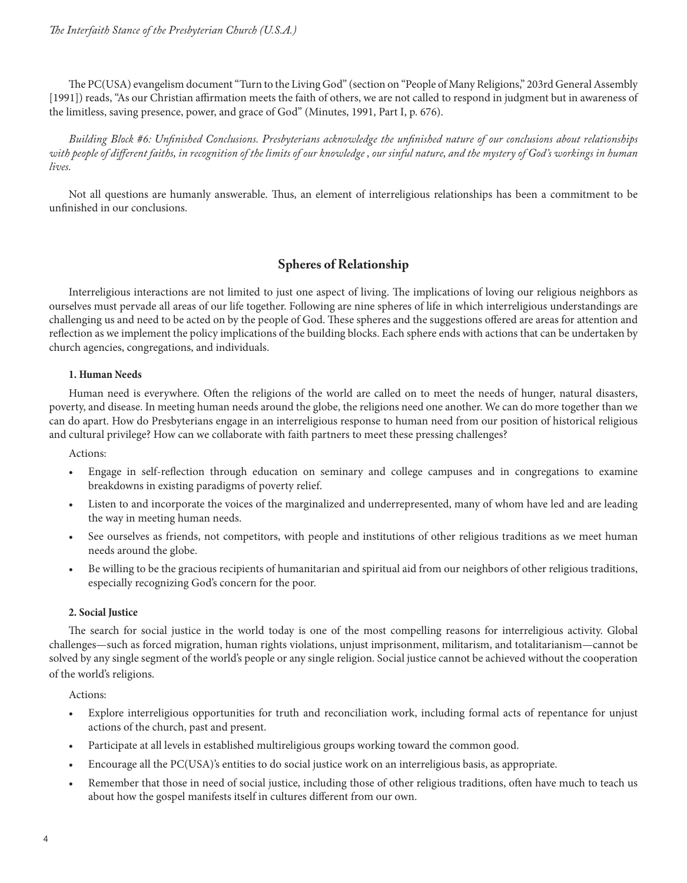The PC(USA) evangelism document "Turn to the Living God" (section on "People of Many Religions," 203rd General Assembly [1991]) reads, "As our Christian affirmation meets the faith of others, we are not called to respond in judgment but in awareness of the limitless, saving presence, power, and grace of God" (Minutes, 1991, Part I, p. 676).

*Building Block #6: Unfinished Conclusions. Presbyterians acknowledge the unfinished nature of our conclusions about relationships with people of different faiths, in recognition of the limits of our knowledge , our sinful nature, and the mystery of God's workings in human lives.*

Not all questions are humanly answerable. Thus, an element of interreligious relationships has been a commitment to be unfinished in our conclusions.

## Spheres of Relationship

Interreligious interactions are not limited to just one aspect of living. The implications of loving our religious neighbors as ourselves must pervade all areas of our life together. Following are nine spheres of life in which interreligious understandings are challenging us and need to be acted on by the people of God. These spheres and the suggestions offered are areas for attention and reflection as we implement the policy implications of the building blocks. Each sphere ends with actions that can be undertaken by church agencies, congregations, and individuals.

### 1. Human Needs

Human need is everywhere. Often the religions of the world are called on to meet the needs of hunger, natural disasters, poverty, and disease. In meeting human needs around the globe, the religions need one another. We can do more together than we can do apart. How do Presbyterians engage in an interreligious response to human need from our position of historical religious and cultural privilege? How can we collaborate with faith partners to meet these pressing challenges?

Actions:

- Engage in self-reflection through education on seminary and college campuses and in congregations to examine breakdowns in existing paradigms of poverty relief.
- Listen to and incorporate the voices of the marginalized and underrepresented, many of whom have led and are leading the way in meeting human needs.
- See ourselves as friends, not competitors, with people and institutions of other religious traditions as we meet human needs around the globe.
- Be willing to be the gracious recipients of humanitarian and spiritual aid from our neighbors of other religious traditions, especially recognizing God's concern for the poor.

### 2. Social Justice

The search for social justice in the world today is one of the most compelling reasons for interreligious activity. Global challenges—such as forced migration, human rights violations, unjust imprisonment, militarism, and totalitarianism—cannot be solved by any single segment of the world's people or any single religion. Social justice cannot be achieved without the cooperation of the world's religions.

Actions:

- Explore interreligious opportunities for truth and reconciliation work, including formal acts of repentance for unjust actions of the church, past and present.
- Participate at all levels in established multireligious groups working toward the common good.
- Encourage all the PC(USA)'s entities to do social justice work on an interreligious basis, as appropriate.
- Remember that those in need of social justice, including those of other religious traditions, often have much to teach us about how the gospel manifests itself in cultures different from our own.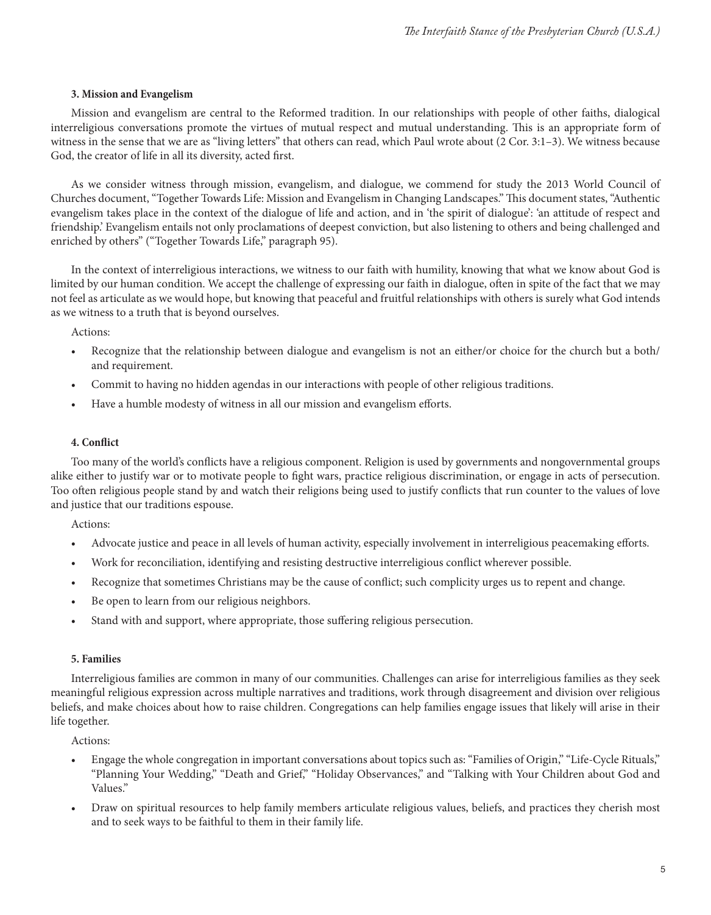### 3. Mission and Evangelism

Mission and evangelism are central to the Reformed tradition. In our relationships with people of other faiths, dialogical interreligious conversations promote the virtues of mutual respect and mutual understanding. This is an appropriate form of witness in the sense that we are as "living letters" that others can read, which Paul wrote about (2 Cor. 3:1–3). We witness because God, the creator of life in all its diversity, acted first.

As we consider witness through mission, evangelism, and dialogue, we commend for study the 2013 World Council of Churches document, "Together Towards Life: Mission and Evangelism in Changing Landscapes." This document states, "Authentic evangelism takes place in the context of the dialogue of life and action, and in 'the spirit of dialogue': 'an attitude of respect and friendship.' Evangelism entails not only proclamations of deepest conviction, but also listening to others and being challenged and enriched by others" ("Together Towards Life," paragraph 95).

In the context of interreligious interactions, we witness to our faith with humility, knowing that what we know about God is limited by our human condition. We accept the challenge of expressing our faith in dialogue, often in spite of the fact that we may not feel as articulate as we would hope, but knowing that peaceful and fruitful relationships with others is surely what God intends as we witness to a truth that is beyond ourselves.

Actions:

- Recognize that the relationship between dialogue and evangelism is not an either/or choice for the church but a both/and requirement.
- Commit to having no hidden agendas in our interactions with people of other religious traditions.
- Have a humble modesty of witness in all our mission and evangelism efforts.

### 4. Conflict

Too many of the world's conflicts have a religious component. Religion is used by governments and nongovernmental groups alike either to justify war or to motivate people to fight wars, practice religious discrimination, or engage in acts of persecution. Too often religious people stand by and watch their religions being used to justify conflicts that run counter to the values of love and justice that our traditions espouse.

Actions:

- Advocate justice and peace in all levels of human activity, especially involvement in interreligious peacemaking efforts.
- Work for reconciliation, identifying and resisting destructive interreligious conflict wherever possible.
- Recognize that sometimes Christians may be the cause of conflict; such complicity urges us to repent and change.
- Be open to learn from our religious neighbors.
- Stand with and support, where appropriate, those suffering religious persecution.

### 5. Families

Interreligious families are common in many of our communities. Challenges can arise for interreligious families as they seek meaningful religious expression across multiple narratives and traditions, work through disagreement and division over religious beliefs, and make choices about how to raise children. Congregations can help families engage issues that likely will arise in their life together.

Actions:

- Engage the whole congregation in important conversations about topics such as: "Families of Origin," "Life-Cycle Rituals," "Planning Your Wedding," "Death and Grief," "Holiday Observances," and "Talking with Your Children about God and Values."
- Draw on spiritual resources to help family members articulate religious values, beliefs, and practices they cherish most and to seek ways to be faithful to them in their family life.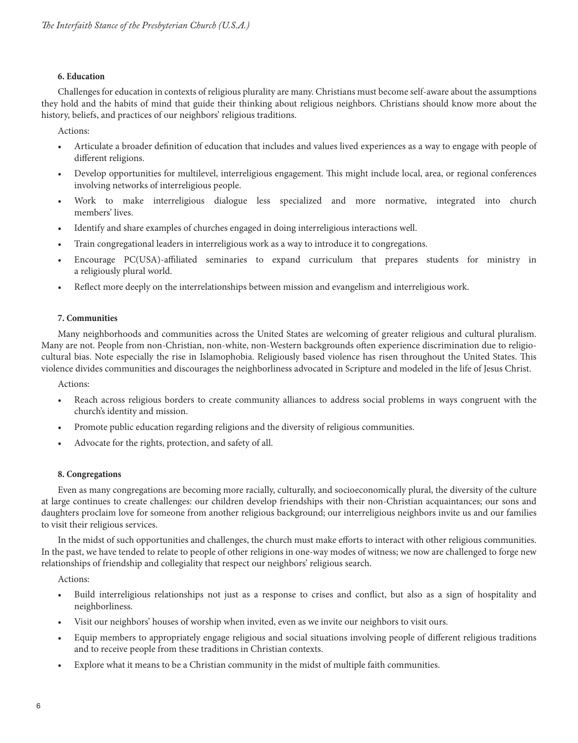#### 6. Education

Challenges for education in contexts of religious plurality are many. Christians must become self-aware about the assumptions they hold and the habits of mind that guide their thinking about religious neighbors. Christians should know more about the history, beliefs, and practices of our neighbors' religious traditions.

Actions:

- Articulate a broader definition of education that includes and values lived experiences as a way to engage with people of different religions.
- Develop opportunities for multilevel, interreligious engagement. This might include local, area, or regional conferences involving networks of interreligious people.
- Work to make interreligious dialogue less specialized and more normative, integrated into church members' lives.
- Identify and share examples of churches engaged in doing interreligious interactions well.
- Train congregational leaders in interreligious work as a way to introduce it to congregations.
- Encourage PC(USA)-affiliated seminaries to expand curriculum that prepares students for ministry in a religiously plural world.
- Reflect more deeply on the interrelationships between mission and evangelism and interreligious work.

#### 7. Communities

Many neighborhoods and communities across the United States are welcoming of greater religious and cultural pluralism. Many are not. People from non-Christian, non-white, non-Western backgrounds often experience discrimination due to religio-cultural bias. Note especially the rise in Islamophobia. Religiously based violence has risen throughout the United States. This violence divides communities and discourages the neighborliness advocated in Scripture and modeled in the life of Jesus Christ.

Actions:

- Reach across religious borders to create community alliances to address social problems in ways congruent with the church's identity and mission.
- Promote public education regarding religions and the diversity of religious communities.
- Advocate for the rights, protection, and safety of all.

#### 8. Congregations

Even as many congregations are becoming more racially, culturally, and socioeconomically plural, the diversity of the culture at large continues to create challenges: our children develop friendships with their non-Christian acquaintances; our sons and daughters proclaim love for someone from another religious background; our interreligious neighbors invite us and our families to visit their religious services.

In the midst of such opportunities and challenges, the church must make efforts to interact with other religious communities. In the past, we have tended to relate to people of other religions in one-way modes of witness; we now are challenged to forge new relationships of friendship and collegiality that respect our neighbors' religious search.

Actions:

- Build interreligious relationships not just as a response to crises and conflict, but also as a sign of hospitality and neighborliness.
- Visit our neighbors' houses of worship when invited, even as we invite our neighbors to visit ours.
- Equip members to appropriately engage religious and social situations involving people of different religious traditions and to receive people from these traditions in Christian contexts.
- Explore what it means to be a Christian community in the midst of multiple faith communities.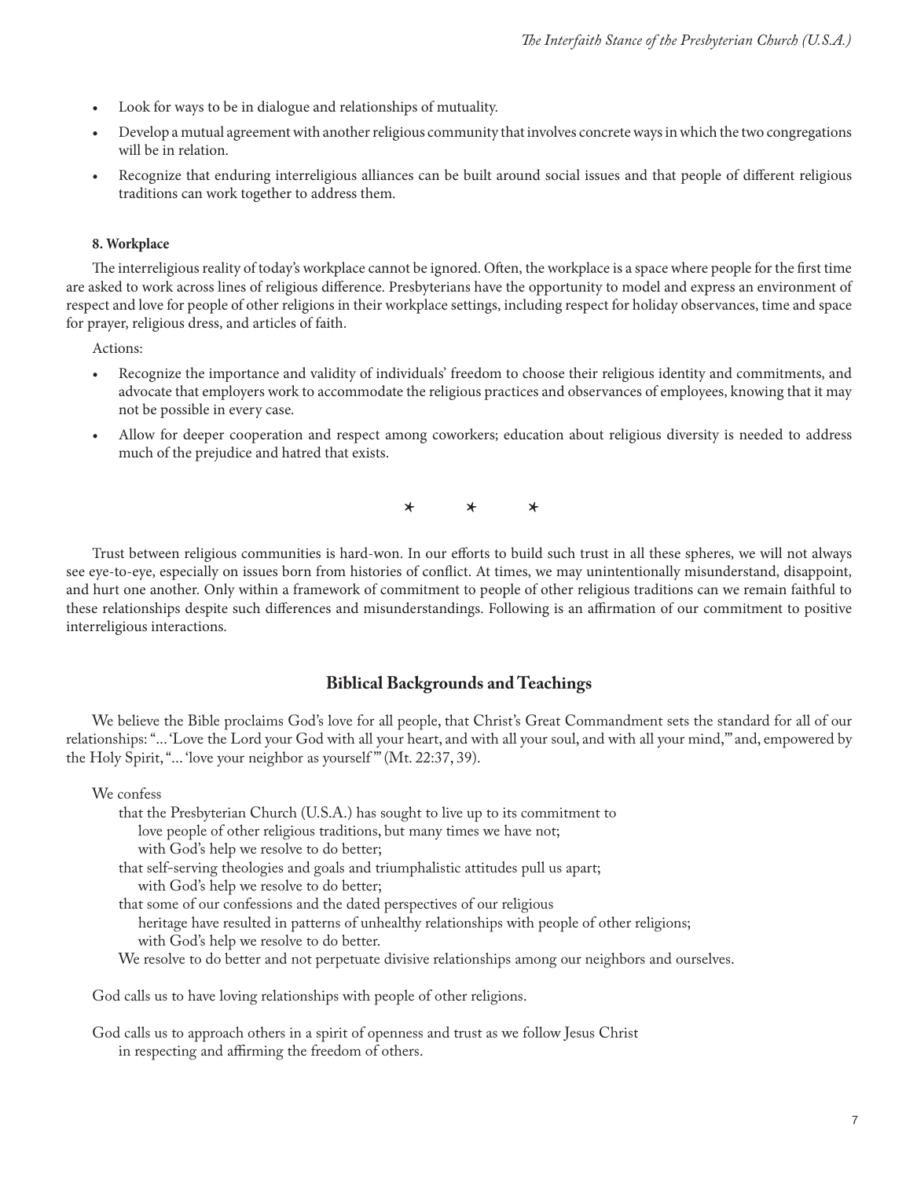- Look for ways to be in dialogue and relationships of mutuality.
- Develop a mutual agreement with another religious community that involves concrete ways in which the two congregations will be in relation.
- Recognize that enduring interreligious alliances can be built around social issues and that people of different religious traditions can work together to address them.

**8. Workplace**

The interreligious reality of today's workplace cannot be ignored. Often, the workplace is a space where people for the first time are asked to work across lines of religious difference. Presbyterians have the opportunity to model and express an environment of respect and love for people of other religions in their workplace settings, including respect for holiday observances, time and space for prayer, religious dress, and articles of faith.

Actions:

- Recognize the importance and validity of individuals' freedom to choose their religious identity and commitments, and advocate that employers work to accommodate the religious practices and observances of employees, knowing that it may not be possible in every case.
- Allow for deeper cooperation and respect among coworkers; education about religious diversity is needed to address much of the prejudice and hatred that exists.

\* \* \*

Trust between religious communities is hard-won. In our efforts to build such trust in all these spheres, we will not always see eye-to-eye, especially on issues born from histories of conflict. At times, we may unintentionally misunderstand, disappoint, and hurt one another. Only within a framework of commitment to people of other religious traditions can we remain faithful to these relationships despite such differences and misunderstandings. Following is an affirmation of our commitment to positive interreligious interactions.

## Biblical Backgrounds and Teachings

We believe the Bible proclaims God's love for all people, that Christ's Great Commandment sets the standard for all of our relationships: "... 'Love the Lord your God with all your heart, and with all your soul, and with all your mind,'" and, empowered by the Holy Spirit, "... 'love your neighbor as yourself'" (Mt. 22:37, 39).

We confess
that the Presbyterian Church (U.S.A.) has sought to live up to its commitment to
love people of other religious traditions, but many times we have not;
with God's help we resolve to do better;
that self-serving theologies and goals and triumphalistic attitudes pull us apart;
with God's help we resolve to do better;
that some of our confessions and the dated perspectives of our religious
heritage have resulted in patterns of unhealthy relationships with people of other religions;
with God's help we resolve to do better.
We resolve to do better and not perpetuate divisive relationships among our neighbors and ourselves.

God calls us to have loving relationships with people of other religions.

God calls us to approach others in a spirit of openness and trust as we follow Jesus Christ
in respecting and affirming the freedom of others.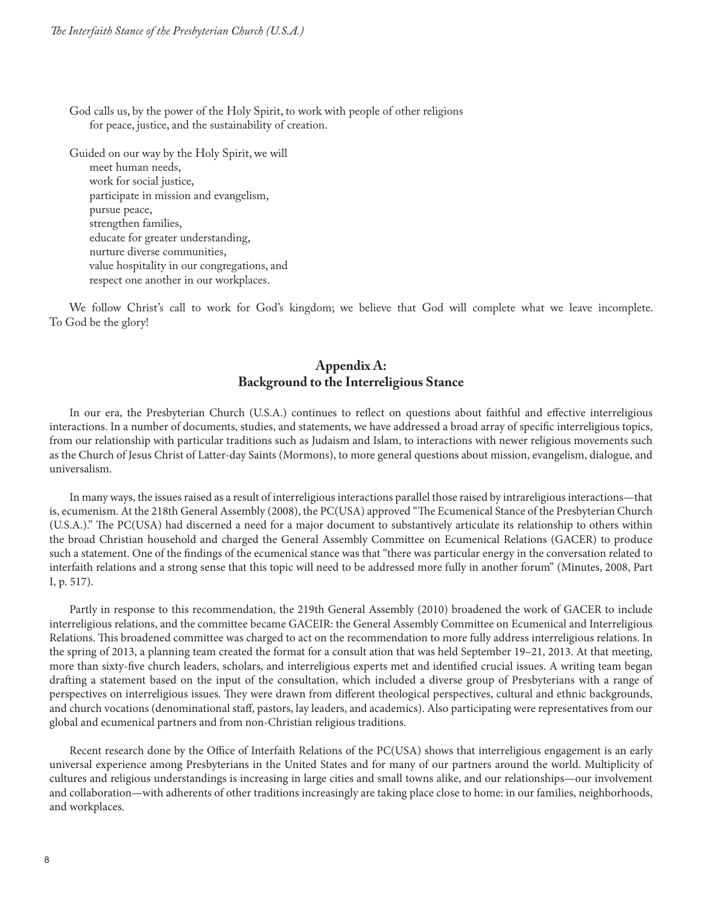God calls us, by the power of the Holy Spirit, to work with people of other religions
for peace, justice, and the sustainability of creation.

Guided on our way by the Holy Spirit, we will
meet human needs,
work for social justice,
participate in mission and evangelism,
pursue peace,
strengthen families,
educate for greater understanding,
nurture diverse communities,
value hospitality in our congregations, and
respect one another in our workplaces.

We follow Christ's call to work for God's kingdom; we believe that God will complete what we leave incomplete. To God be the glory!

## Appendix A:
## Background to the Interreligious Stance

In our era, the Presbyterian Church (U.S.A.) continues to reflect on questions about faithful and effective interreligious interactions. In a number of documents, studies, and statements, we have addressed a broad array of specific interreligious topics, from our relationship with particular traditions such as Judaism and Islam, to interactions with newer religious movements such as the Church of Jesus Christ of Latter-day Saints (Mormons), to more general questions about mission, evangelism, dialogue, and universalism.

In many ways, the issues raised as a result of interreligious interactions parallel those raised by intrareligious interactions—that is, ecumenism. At the 218th General Assembly (2008), the PC(USA) approved "The Ecumenical Stance of the Presbyterian Church (U.S.A.)." The PC(USA) had discerned a need for a major document to substantively articulate its relationship to others within the broad Christian household and charged the General Assembly Committee on Ecumenical Relations (GACER) to produce such a statement. One of the findings of the ecumenical stance was that "there was particular energy in the conversation related to interfaith relations and a strong sense that this topic will need to be addressed more fully in another forum" (Minutes, 2008, Part I, p. 517).

Partly in response to this recommendation, the 219th General Assembly (2010) broadened the work of GACER to include interreligious relations, and the committee became GACEIR: the General Assembly Committee on Ecumenical and Interreligious Relations. This broadened committee was charged to act on the recommendation to more fully address interreligious relations. In the spring of 2013, a planning team created the format for a consult ation that was held September 19–21, 2013. At that meeting, more than sixty-five church leaders, scholars, and interreligious experts met and identified crucial issues. A writing team began drafting a statement based on the input of the consultation, which included a diverse group of Presbyterians with a range of perspectives on interreligious issues. They were drawn from different theological perspectives, cultural and ethnic backgrounds, and church vocations (denominational staff, pastors, lay leaders, and academics). Also participating were representatives from our global and ecumenical partners and from non-Christian religious traditions.

Recent research done by the Office of Interfaith Relations of the PC(USA) shows that interreligious engagement is an early universal experience among Presbyterians in the United States and for many of our partners around the world. Multiplicity of cultures and religious understandings is increasing in large cities and small towns alike, and our relationships—our involvement and collaboration—with adherents of other traditions increasingly are taking place close to home: in our families, neighborhoods, and workplaces.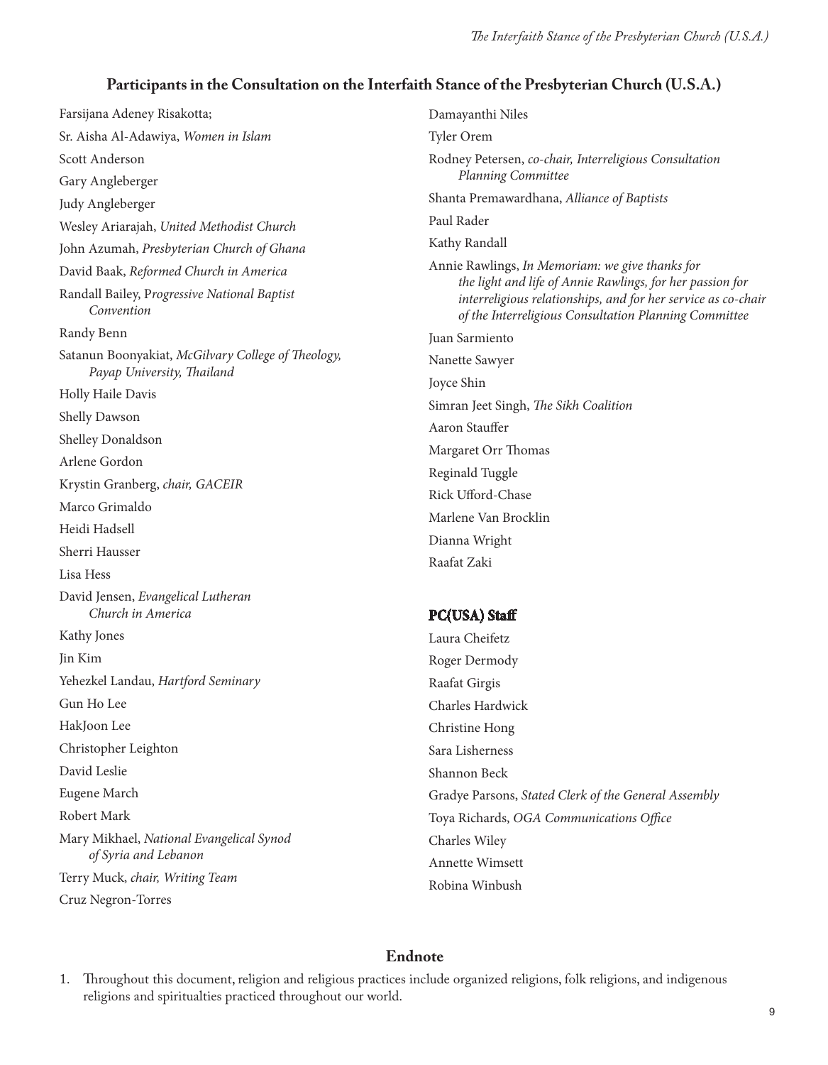## Participants in the Consultation on the Interfaith Stance of the Presbyterian Church (U.S.A.)

Farsijana Adeney Risakotta;

Sr. Aisha Al-Adawiya, *Women in Islam*

Scott Anderson

Gary Angleberger

Judy Angleberger

Wesley Ariarajah, *United Methodist Church*

John Azumah, *Presbyterian Church of Ghana*

David Baak, *Reformed Church in America*

Randall Bailey, P*rogressive National Baptist Convention*

Randy Benn

Satanun Boonyakiat, *McGilvary College of Theology, Payap University, Thailand*

Holly Haile Davis

Shelly Dawson

Shelley Donaldson

Arlene Gordon

Krystin Granberg, *chair, GACEIR*

Marco Grimaldo

Heidi Hadsell

Sherri Hausser

Lisa Hess

David Jensen, *Evangelical Lutheran Church in America*

Kathy Jones

Jin Kim

Yehezkel Landau, *Hartford Seminary*

Gun Ho Lee

HakJoon Lee

Christopher Leighton

David Leslie

Eugene March

Robert Mark

Mary Mikhael, *National Evangelical Synod of Syria and Lebanon*

Terry Muck, *chair, Writing Team*

Cruz Negron-Torres

Damayanthi Niles

Tyler Orem

Rodney Petersen, *co-chair, Interreligious Consultation Planning Committee*

Shanta Premawardhana, *Alliance of Baptists*

Paul Rader

Kathy Randall

Annie Rawlings, *In Memoriam: we give thanks for the light and life of Annie Rawlings, for her passion for interreligious relationships, and for her service as co-chair of the Interreligious Consultation Planning Committee*

Juan Sarmiento

Nanette Sawyer

Joyce Shin

Simran Jeet Singh, *The Sikh Coalition*

Aaron Stauffer

Margaret Orr Thomas

Reginald Tuggle

Rick Ufford-Chase

Marlene Van Brocklin

Dianna Wright

Raafat Zaki

### PC(USA) Staff

Laura Cheifetz

Roger Dermody

Raafat Girgis

Charles Hardwick

Christine Hong

Sara Lisherness

Shannon Beck

Gradye Parsons, *Stated Clerk of the General Assembly*

Toya Richards, *OGA Communications Office*

Charles Wiley

Annette Wimsett

Robina Winbush

## Endnote

1. Throughout this document, religion and religious practices include organized religions, folk religions, and indigenous religions and spiritualties practiced throughout our world.